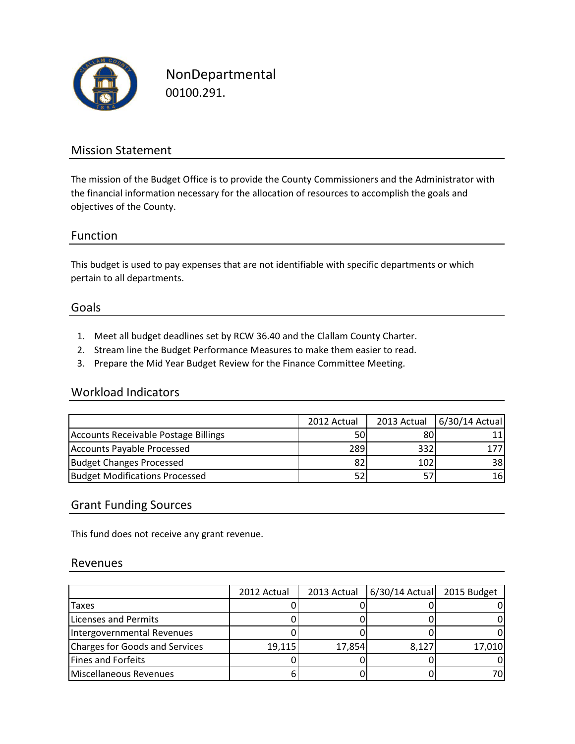# NonDepartmental

00100.291.

## Mission Statement

The mission of the Budget Office is to provide the County Commissioners and the Administrator with the financial information necessary for the allocation of resources to accomplish the goals and objectives of the County.

## Function

This budget is used to pay expenses that are not identifiable with specific departments or which pertain to all departments.

## Goals

1. Meet all budget deadlines set by RCW 36.40 and the Clallam County Charter.
2. Stream line the Budget Performance Measures to make them easier to read.
3. Prepare the Mid Year Budget Review for the Finance Committee Meeting.

## Workload Indicators

| | 2012 Actual | 2013 Actual | 6/30/14 Actual |
|---|---|---|---|
| Accounts Receivable Postage Billings | 50 | 80 | 11 |
| Accounts Payable Processed | 289 | 332 | 177 |
| Budget Changes Processed | 82 | 102 | 38 |
| Budget Modifications Processed | 52 | 57 | 16 |

## Grant Funding Sources

This fund does not receive any grant revenue.

## Revenues

| | 2012 Actual | 2013 Actual | 6/30/14 Actual | 2015 Budget |
|---|---|---|---|---|
| Taxes | 0 | 0 | 0 | 0 |
| Licenses and Permits | 0 | 0 | 0 | 0 |
| Intergovernmental Revenues | 0 | 0 | 0 | 0 |
| Charges for Goods and Services | 19,115 | 17,854 | 8,127 | 17,010 |
| Fines and Forfeits | 0 | 0 | 0 | 0 |
| Miscellaneous Revenues | 6 | 0 | 0 | 70 |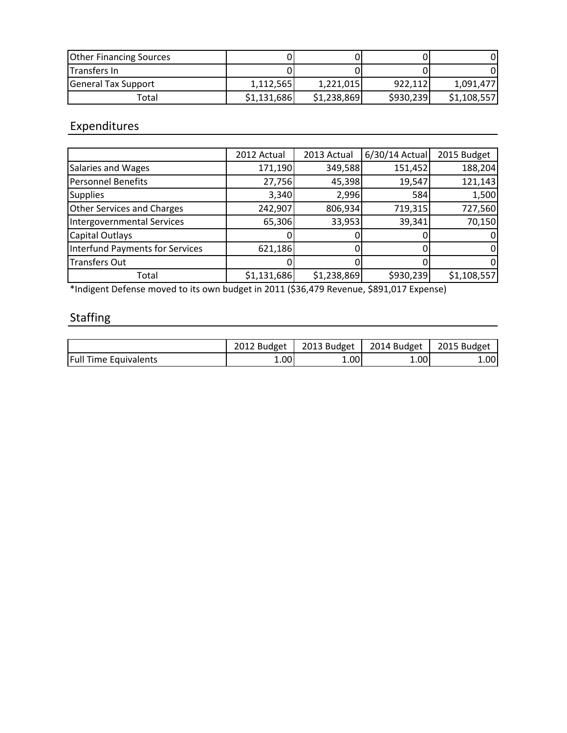| | | | | |
|---|---|---|---|---|
| Other Financing Sources | 0 | 0 | 0 | 0 |
| Transfers In | 0 | 0 | 0 | 0 |
| General Tax Support | 1,112,565 | 1,221,015 | 922,112 | 1,091,477 |
| Total | $1,131,686 | $1,238,869 | $930,239 | $1,108,557 |

## Expenditures

| | 2012 Actual | 2013 Actual | 6/30/14 Actual | 2015 Budget |
|---|---|---|---|---|
| Salaries and Wages | 171,190 | 349,588 | 151,452 | 188,204 |
| Personnel Benefits | 27,756 | 45,398 | 19,547 | 121,143 |
| Supplies | 3,340 | 2,996 | 584 | 1,500 |
| Other Services and Charges | 242,907 | 806,934 | 719,315 | 727,560 |
| Intergovernmental Services | 65,306 | 33,953 | 39,341 | 70,150 |
| Capital Outlays | 0 | 0 | 0 | 0 |
| Interfund Payments for Services | 621,186 | 0 | 0 | 0 |
| Transfers Out | 0 | 0 | 0 | 0 |
| Total | $1,131,686 | $1,238,869 | $930,239 | $1,108,557 |

*Indigent Defense moved to its own budget in 2011 ($36,479 Revenue, $891,017 Expense)

## Staffing

| | 2012 Budget | 2013 Budget | 2014 Budget | 2015 Budget |
|---|---|---|---|---|
| Full Time Equivalents | 1.00 | 1.00 | 1.00 | 1.00 |